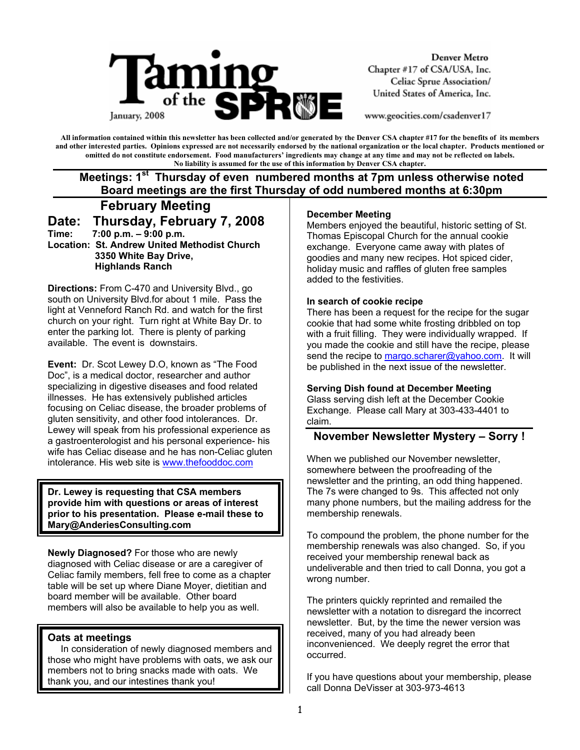# Taming of the SPRUE

January, 2008

Denver Metro
Chapter #17 of CSA/USA, Inc.
Celiac Sprue Association/
United States of America, Inc.

www.geocities.com/csadenver17

**All information contained within this newsletter has been collected and/or generated by the Denver CSA chapter #17 for the benefits of its members and other interested parties. Opinions expressed are not necessarily endorsed by the national organization or the local chapter. Products mentioned or omitted do not constitute endorsement. Food manufacturers' ingredients may change at any time and may not be reflected on labels. No liability is assumed for the use of this information by Denver CSA chapter.**

**Meetings: 1st Thursday of even numbered months at 7pm unless otherwise noted**
**Board meetings are the first Thursday of odd numbered months at 6:30pm**

## February Meeting

**Date: Thursday, February 7, 2008**
**Time: 7:00 p.m. – 9:00 p.m.**
**Location: St. Andrew United Methodist Church**
**3350 White Bay Drive,**
**Highlands Ranch**

**Directions:** From C-470 and University Blvd., go south on University Blvd.for about 1 mile. Pass the light at Venneford Ranch Rd. and watch for the first church on your right. Turn right at White Bay Dr. to enter the parking lot. There is plenty of parking available. The event is downstairs.

**Event:** Dr. Scot Lewey D.O, known as "The Food Doc", is a medical doctor, researcher and author specializing in digestive diseases and food related illnesses. He has extensively published articles focusing on Celiac disease, the broader problems of gluten sensitivity, and other food intolerances. Dr. Lewey will speak from his professional experience as a gastroenterologist and his personal experience- his wife has Celiac disease and he has non-Celiac gluten intolerance. His web site is www.thefooddoc.com

**Dr. Lewey is requesting that CSA members provide him with questions or areas of interest prior to his presentation. Please e-mail these to Mary@AnderiesConsulting.com**

**Newly Diagnosed?** For those who are newly diagnosed with Celiac disease or are a caregiver of Celiac family members, fell free to come as a chapter table will be set up where Diane Moyer, dietitian and board member will be available. Other board members will also be available to help you as well.

### Oats at meetings

In consideration of newly diagnosed members and those who might have problems with oats, we ask our members not to bring snacks made with oats. We thank you, and our intestines thank you!

### December Meeting

Members enjoyed the beautiful, historic setting of St. Thomas Episcopal Church for the annual cookie exchange. Everyone came away with plates of goodies and many new recipes. Hot spiced cider, holiday music and raffles of gluten free samples added to the festivities.

### In search of cookie recipe

There has been a request for the recipe for the sugar cookie that had some white frosting dribbled on top with a fruit filling. They were individually wrapped. If you made the cookie and still have the recipe, please send the recipe to margo.scharer@yahoo.com. It will be published in the next issue of the newsletter.

### Serving Dish found at December Meeting

Glass serving dish left at the December Cookie Exchange. Please call Mary at 303-433-4401 to claim.

## November Newsletter Mystery – Sorry !

When we published our November newsletter, somewhere between the proofreading of the newsletter and the printing, an odd thing happened. The 7s were changed to 9s. This affected not only many phone numbers, but the mailing address for the membership renewals.

To compound the problem, the phone number for the membership renewals was also changed. So, if you received your membership renewal back as undeliverable and then tried to call Donna, you got a wrong number.

The printers quickly reprinted and remailed the newsletter with a notation to disregard the incorrect newsletter. But, by the time the newer version was received, many of you had already been inconvenienced. We deeply regret the error that occurred.

If you have questions about your membership, please call Donna DeVisser at 303-973-4613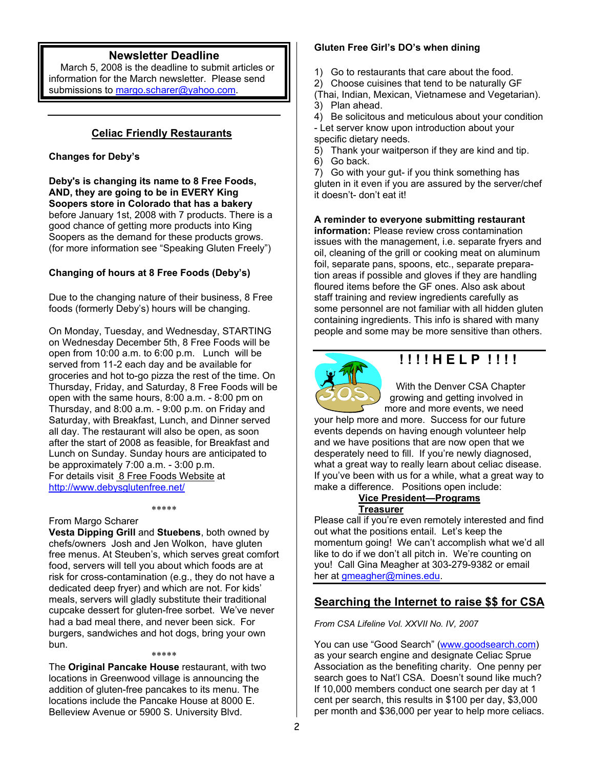## Newsletter Deadline

March 5, 2008 is the deadline to submit articles or information for the March newsletter. Please send submissions to margo.scharer@yahoo.com.

## Celiac Friendly Restaurants

**Changes for Deby's**

**Deby's is changing its name to 8 Free Foods, AND, they are going to be in EVERY King Soopers store in Colorado that has a bakery** before January 1st, 2008 with 7 products. There is a good chance of getting more products into King Soopers as the demand for these products grows. (for more information see "Speaking Gluten Freely")

**Changing of hours at 8 Free Foods (Deby's)**

Due to the changing nature of their business, 8 Free foods (formerly Deby's) hours will be changing.

On Monday, Tuesday, and Wednesday, STARTING on Wednesday December 5th, 8 Free Foods will be open from 10:00 a.m. to 6:00 p.m. Lunch will be served from 11-2 each day and be available for groceries and hot to-go pizza the rest of the time. On Thursday, Friday, and Saturday, 8 Free Foods will be open with the same hours, 8:00 a.m. - 8:00 pm on Thursday, and 8:00 a.m. - 9:00 p.m. on Friday and Saturday, with Breakfast, Lunch, and Dinner served all day. The restaurant will also be open, as soon after the start of 2008 as feasible, for Breakfast and Lunch on Sunday. Sunday hours are anticipated to be approximately 7:00 a.m. - 3:00 p.m.
For details visit 8 Free Foods Website at http://www.debysglutenfree.net/

*****

From Margo Scharer
**Vesta Dipping Grill** and **Stuebens**, both owned by chefs/owners Josh and Jen Wolkon, have gluten free menus. At Steuben's, which serves great comfort food, servers will tell you about which foods are at risk for cross-contamination (e.g., they do not have a dedicated deep fryer) and which are not. For kids' meals, servers will gladly substitute their traditional cupcake dessert for gluten-free sorbet. We've never had a bad meal there, and never been sick. For burgers, sandwiches and hot dogs, bring your own bun.

*****

The **Original Pancake House** restaurant, with two locations in Greenwood village is announcing the addition of gluten-free pancakes to its menu. The locations include the Pancake House at 8000 E. Belleview Avenue or 5900 S. University Blvd.

**Gluten Free Girl's DO's when dining**

1) Go to restaurants that care about the food.
2) Choose cuisines that tend to be naturally GF (Thai, Indian, Mexican, Vietnamese and Vegetarian).
3) Plan ahead.
4) Be solicitous and meticulous about your condition - Let server know upon introduction about your specific dietary needs.
5) Thank your waitperson if they are kind and tip.
6) Go back.
7) Go with your gut- if you think something has gluten in it even if you are assured by the server/chef it doesn't- don't eat it!

**A reminder to everyone submitting restaurant information:** Please review cross contamination issues with the management, i.e. separate fryers and oil, cleaning of the grill or cooking meat on aluminum foil, separate pans, spoons, etc., separate preparation areas if possible and gloves if they are handling floured items before the GF ones. Also ask about staff training and review ingredients carefully as some personnel are not familiar with all hidden gluten containing ingredients. This info is shared with many people and some may be more sensitive than others.

## !!!!HELP!!!!

With the Denver CSA Chapter growing and getting involved in more and more events, we need your help more and more. Success for our future events depends on having enough volunteer help and we have positions that are now open that we desperately need to fill. If you're newly diagnosed, what a great way to really learn about celiac disease. If you've been with us for a while, what a great way to make a difference. Positions open include:

**Vice President—Programs**
**Treasurer**

Please call if you're even remotely interested and find out what the positions entail. Let's keep the momentum going! We can't accomplish what we'd all like to do if we don't all pitch in. We're counting on you! Call Gina Meagher at 303-279-9382 or email her at gmeagher@mines.edu.

## Searching the Internet to raise $$ for CSA

*From CSA Lifeline Vol. XXVII No. IV, 2007*

You can use "Good Search" (www.goodsearch.com) as your search engine and designate Celiac Sprue Association as the benefiting charity. One penny per search goes to Nat'l CSA. Doesn't sound like much? If 10,000 members conduct one search per day at 1 cent per search, this results in $100 per day, $3,000 per month and $36,000 per year to help more celiacs.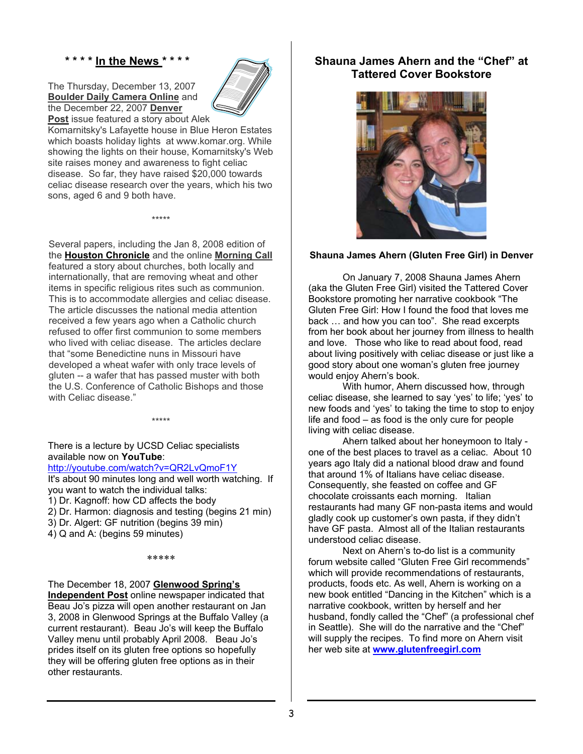## \* \* \* \* **In the News** \* \* \* \*

The Thursday, December 13, 2007 **Boulder Daily Camera Online** and the December 22, 2007 **Denver Post** issue featured a story about Alek Komarnitsky's Lafayette house in Blue Heron Estates which boasts holiday lights at www.komar.org. While showing the lights on their house, Komarnitsky's Web site raises money and awareness to fight celiac disease. So far, they have raised $20,000 towards celiac disease research over the years, which his two sons, aged 6 and 9 both have.

\*\*\*\*\*

Several papers, including the Jan 8, 2008 edition of the **Houston Chronicle** and the online **Morning Call** featured a story about churches, both locally and internationally, that are removing wheat and other items in specific religious rites such as communion. This is to accommodate allergies and celiac disease. The article discusses the national media attention received a few years ago when a Catholic church refused to offer first communion to some members who lived with celiac disease. The articles declare that "some Benedictine nuns in Missouri have developed a wheat wafer with only trace levels of gluten -- a wafer that has passed muster with both the U.S. Conference of Catholic Bishops and those with Celiac disease."

\*\*\*\*\*

There is a lecture by UCSD Celiac specialists available now on **YouTube**:
http://youtube.com/watch?v=QR2LvQmoF1Y
It's about 90 minutes long and well worth watching. If you want to watch the individual talks:

1) Dr. Kagnoff: how CD affects the body
2) Dr. Harmon: diagnosis and testing (begins 21 min)
3) Dr. Algert: GF nutrition (begins 39 min)
4) Q and A: (begins 59 minutes)

\*\*\*\*\*

The December 18, 2007 **Glenwood Spring's Independent Post** online newspaper indicated that Beau Jo's pizza will open another restaurant on Jan 3, 2008 in Glenwood Springs at the Buffalo Valley (a current restaurant). Beau Jo's will keep the Buffalo Valley menu until probably April 2008. Beau Jo's prides itself on its gluten free options so hopefully they will be offering gluten free options as in their other restaurants.

## Shauna James Ahern and the "Chef" at Tattered Cover Bookstore

**Shauna James Ahern (Gluten Free Girl) in Denver**

On January 7, 2008 Shauna James Ahern (aka the Gluten Free Girl) visited the Tattered Cover Bookstore promoting her narrative cookbook "The Gluten Free Girl: How I found the food that loves me back … and how you can too". She read excerpts from her book about her journey from illness to health and love. Those who like to read about food, read about living positively with celiac disease or just like a good story about one woman's gluten free journey would enjoy Ahern's book.

With humor, Ahern discussed how, through celiac disease, she learned to say 'yes' to life; 'yes' to new foods and 'yes' to taking the time to stop to enjoy life and food – as food is the only cure for people living with celiac disease.

Ahern talked about her honeymoon to Italy - one of the best places to travel as a celiac. About 10 years ago Italy did a national blood draw and found that around 1% of Italians have celiac disease. Consequently, she feasted on coffee and GF chocolate croissants each morning. Italian restaurants had many GF non-pasta items and would gladly cook up customer's own pasta, if they didn't have GF pasta. Almost all of the Italian restaurants understood celiac disease.

Next on Ahern's to-do list is a community forum website called "Gluten Free Girl recommends" which will provide recommendations of restaurants, products, foods etc. As well, Ahern is working on a new book entitled "Dancing in the Kitchen" which is a narrative cookbook, written by herself and her husband, fondly called the "Chef" (a professional chef in Seattle). She will do the narrative and the "Chef" will supply the recipes. To find more on Ahern visit her web site at **www.glutenfreegirl.com**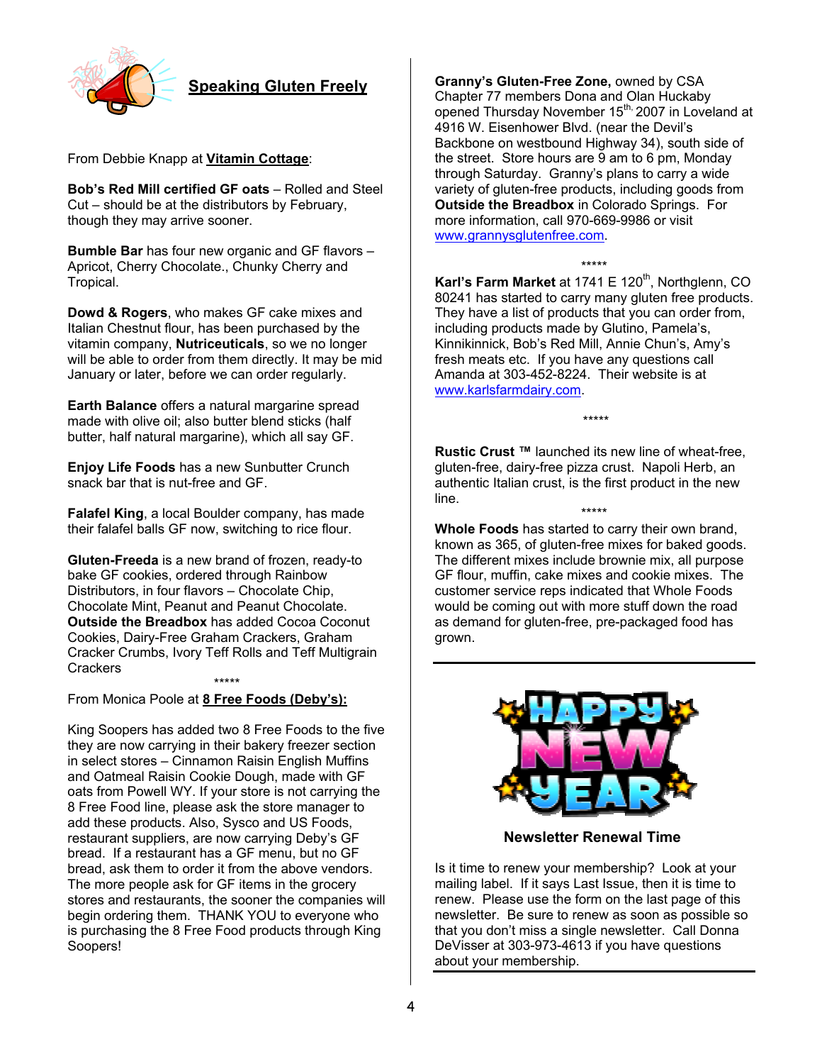## Speaking Gluten Freely

From Debbie Knapp at **Vitamin Cottage**:

**Bob's Red Mill certified GF oats** – Rolled and Steel Cut – should be at the distributors by February, though they may arrive sooner.

**Bumble Bar** has four new organic and GF flavors – Apricot, Cherry Chocolate., Chunky Cherry and Tropical.

**Dowd & Rogers**, who makes GF cake mixes and Italian Chestnut flour, has been purchased by the vitamin company, **Nutriceuticals**, so we no longer will be able to order from them directly. It may be mid January or later, before we can order regularly.

**Earth Balance** offers a natural margarine spread made with olive oil; also butter blend sticks (half butter, half natural margarine), which all say GF.

**Enjoy Life Foods** has a new Sunbutter Crunch snack bar that is nut-free and GF.

**Falafel King**, a local Boulder company, has made their falafel balls GF now, switching to rice flour.

**Gluten-Freeda** is a new brand of frozen, ready-to bake GF cookies, ordered through Rainbow Distributors, in four flavors – Chocolate Chip, Chocolate Mint, Peanut and Peanut Chocolate.
**Outside the Breadbox** has added Cocoa Coconut Cookies, Dairy-Free Graham Crackers, Graham Cracker Crumbs, Ivory Teff Rolls and Teff Multigrain Crackers

*****

From Monica Poole at **8 Free Foods (Deby's):**

King Soopers has added two 8 Free Foods to the five they are now carrying in their bakery freezer section in select stores – Cinnamon Raisin English Muffins and Oatmeal Raisin Cookie Dough, made with GF oats from Powell WY. If your store is not carrying the 8 Free Food line, please ask the store manager to add these products. Also, Sysco and US Foods, restaurant suppliers, are now carrying Deby's GF bread. If a restaurant has a GF menu, but no GF bread, ask them to order it from the above vendors. The more people ask for GF items in the grocery stores and restaurants, the sooner the companies will begin ordering them. THANK YOU to everyone who is purchasing the 8 Free Food products through King Soopers!

**Granny's Gluten-Free Zone,** owned by CSA Chapter 77 members Dona and Olan Huckaby opened Thursday November 15th, 2007 in Loveland at 4916 W. Eisenhower Blvd. (near the Devil's Backbone on westbound Highway 34), south side of the street. Store hours are 9 am to 6 pm, Monday through Saturday. Granny's plans to carry a wide variety of gluten-free products, including goods from **Outside the Breadbox** in Colorado Springs. For more information, call 970-669-9986 or visit www.grannysglutenfree.com.

*****

**Karl's Farm Market** at 1741 E 120th, Northglenn, CO 80241 has started to carry many gluten free products. They have a list of products that you can order from, including products made by Glutino, Pamela's, Kinnikinnick, Bob's Red Mill, Annie Chun's, Amy's fresh meats etc. If you have any questions call Amanda at 303-452-8224. Their website is at www.karlsfarmdairy.com.

*****

**Rustic Crust ™** launched its new line of wheat-free, gluten-free, dairy-free pizza crust. Napoli Herb, an authentic Italian crust, is the first product in the new line.

*****

**Whole Foods** has started to carry their own brand, known as 365, of gluten-free mixes for baked goods. The different mixes include brownie mix, all purpose GF flour, muffin, cake mixes and cookie mixes. The customer service reps indicated that Whole Foods would be coming out with more stuff down the road as demand for gluten-free, pre-packaged food has grown.

HAPPY NEW YEAR

### Newsletter Renewal Time

Is it time to renew your membership? Look at your mailing label. If it says Last Issue, then it is time to renew. Please use the form on the last page of this newsletter. Be sure to renew as soon as possible so that you don't miss a single newsletter. Call Donna DeVisser at 303-973-4613 if you have questions about your membership.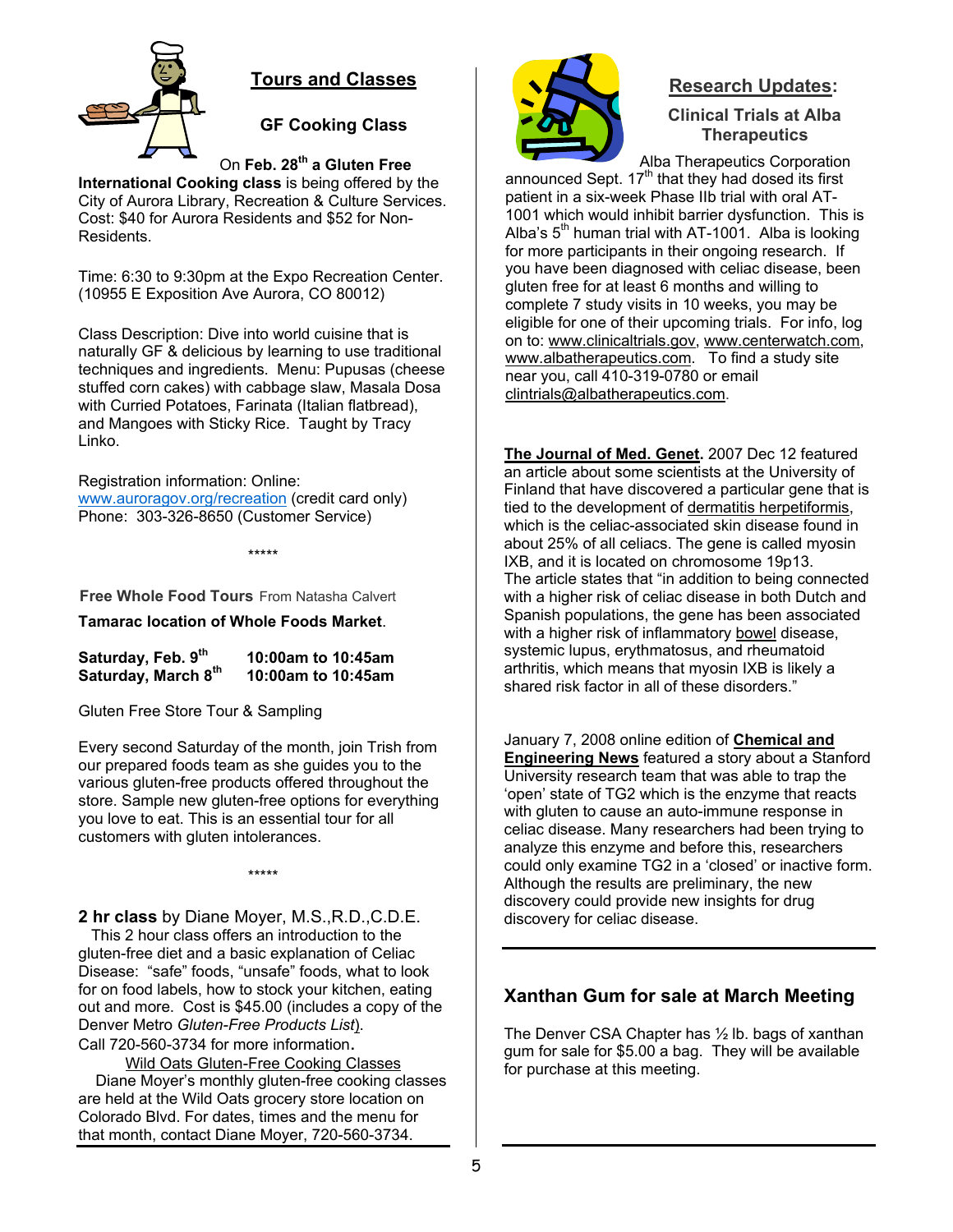## Tours and Classes

### GF Cooking Class

On **Feb. 28th a Gluten Free International Cooking class** is being offered by the City of Aurora Library, Recreation & Culture Services. Cost: $40 for Aurora Residents and $52 for Non-Residents.

Time: 6:30 to 9:30pm at the Expo Recreation Center. (10955 E Exposition Ave Aurora, CO 80012)

Class Description: Dive into world cuisine that is naturally GF & delicious by learning to use traditional techniques and ingredients. Menu: Pupusas (cheese stuffed corn cakes) with cabbage slaw, Masala Dosa with Curried Potatoes, Farinata (Italian flatbread), and Mangoes with Sticky Rice. Taught by Tracy Linko.

Registration information: Online: www.auroragov.org/recreation (credit card only)
Phone: 303-326-8650 (Customer Service)

\*\*\*\*\*

**Free Whole Food Tours** From Natasha Calvert

**Tamarac location of Whole Foods Market**.

**Saturday, Feb. 9th** **10:00am to 10:45am**
**Saturday, March 8th** **10:00am to 10:45am**

Gluten Free Store Tour & Sampling

Every second Saturday of the month, join Trish from our prepared foods team as she guides you to the various gluten-free products offered throughout the store. Sample new gluten-free options for everything you love to eat. This is an essential tour for all customers with gluten intolerances.

\*\*\*\*\*

**2 hr class** by Diane Moyer, M.S.,R.D.,C.D.E.

This 2 hour class offers an introduction to the gluten-free diet and a basic explanation of Celiac Disease: "safe" foods, "unsafe" foods, what to look for on food labels, how to stock your kitchen, eating out and more. Cost is $45.00 (includes a copy of the Denver Metro *Gluten-Free Products List*).
Call 720-560-3734 for more information.

Wild Oats Gluten-Free Cooking Classes

Diane Moyer's monthly gluten-free cooking classes are held at the Wild Oats grocery store location on Colorado Blvd. For dates, times and the menu for that month, contact Diane Moyer, 720-560-3734.

## Research Updates:

### Clinical Trials at Alba Therapeutics

Alba Therapeutics Corporation announced Sept. 17th that they had dosed its first patient in a six-week Phase IIb trial with oral AT-1001 which would inhibit barrier dysfunction. This is Alba's 5th human trial with AT-1001. Alba is looking for more participants in their ongoing research. If you have been diagnosed with celiac disease, been gluten free for at least 6 months and willing to complete 7 study visits in 10 weeks, you may be eligible for one of their upcoming trials. For info, log on to: www.clinicaltrials.gov, www.centerwatch.com, www.albatherapeutics.com. To find a study site near you, call 410-319-0780 or email clintrials@albatherapeutics.com.

**The Journal of Med. Genet.** 2007 Dec 12 featured an article about some scientists at the University of Finland that have discovered a particular gene that is tied to the development of dermatitis herpetiformis, which is the celiac-associated skin disease found in about 25% of all celiacs. The gene is called myosin IXB, and it is located on chromosome 19p13. The article states that "in addition to being connected with a higher risk of celiac disease in both Dutch and Spanish populations, the gene has been associated with a higher risk of inflammatory bowel disease, systemic lupus, erythmatosus, and rheumatoid arthritis, which means that myosin IXB is likely a shared risk factor in all of these disorders."

January 7, 2008 online edition of **Chemical and Engineering News** featured a story about a Stanford University research team that was able to trap the 'open' state of TG2 which is the enzyme that reacts with gluten to cause an auto-immune response in celiac disease. Many researchers had been trying to analyze this enzyme and before this, researchers could only examine TG2 in a 'closed' or inactive form. Although the results are preliminary, the new discovery could provide new insights for drug discovery for celiac disease.

## Xanthan Gum for sale at March Meeting

The Denver CSA Chapter has ½ lb. bags of xanthan gum for sale for $5.00 a bag. They will be available for purchase at this meeting.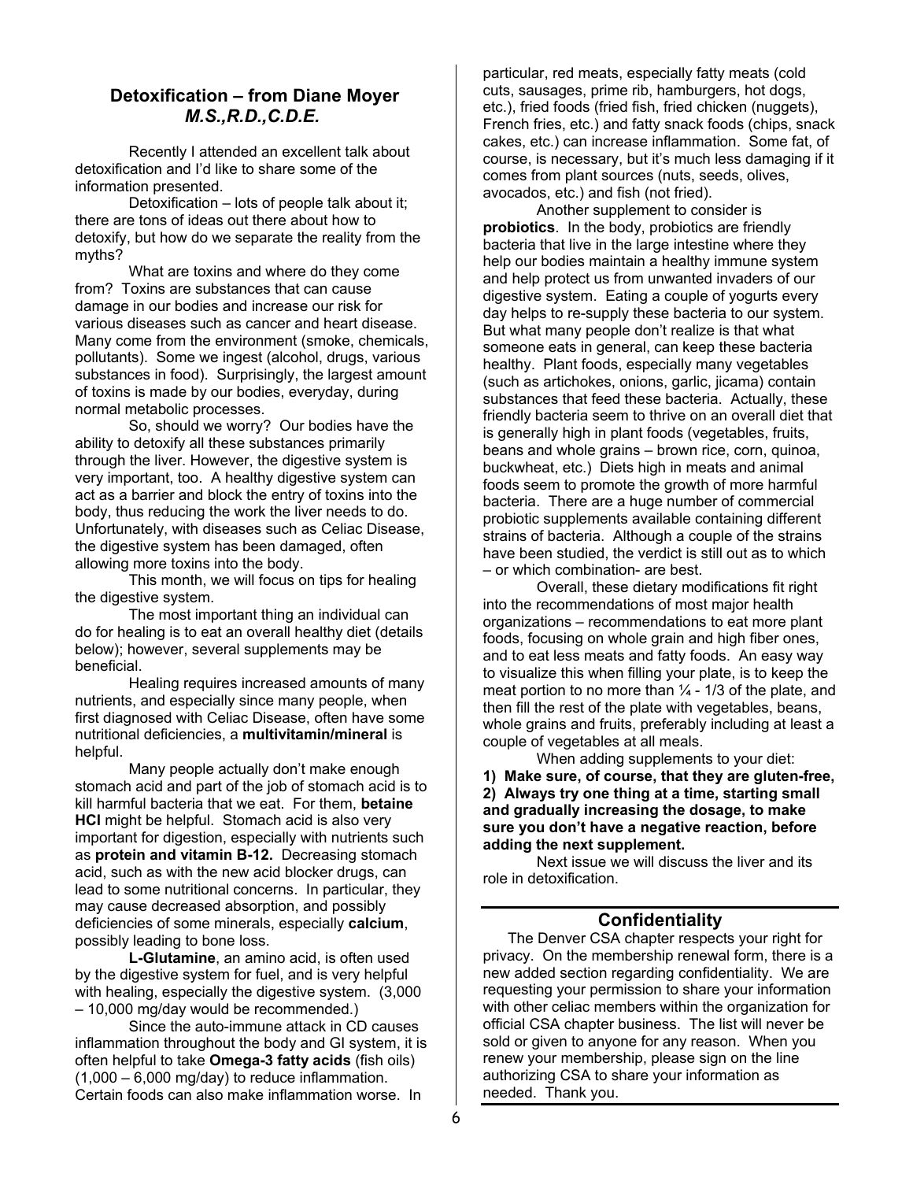## Detoxification – from Diane Moyer *M.S.,R.D.,C.D.E.*

Recently I attended an excellent talk about detoxification and I'd like to share some of the information presented.

Detoxification – lots of people talk about it; there are tons of ideas out there about how to detoxify, but how do we separate the reality from the myths?

What are toxins and where do they come from? Toxins are substances that can cause damage in our bodies and increase our risk for various diseases such as cancer and heart disease. Many come from the environment (smoke, chemicals, pollutants). Some we ingest (alcohol, drugs, various substances in food). Surprisingly, the largest amount of toxins is made by our bodies, everyday, during normal metabolic processes.

So, should we worry? Our bodies have the ability to detoxify all these substances primarily through the liver. However, the digestive system is very important, too. A healthy digestive system can act as a barrier and block the entry of toxins into the body, thus reducing the work the liver needs to do. Unfortunately, with diseases such as Celiac Disease, the digestive system has been damaged, often allowing more toxins into the body.

This month, we will focus on tips for healing the digestive system.

The most important thing an individual can do for healing is to eat an overall healthy diet (details below); however, several supplements may be beneficial.

Healing requires increased amounts of many nutrients, and especially since many people, when first diagnosed with Celiac Disease, often have some nutritional deficiencies, a **multivitamin/mineral** is helpful.

Many people actually don't make enough stomach acid and part of the job of stomach acid is to kill harmful bacteria that we eat. For them, **betaine HCl** might be helpful. Stomach acid is also very important for digestion, especially with nutrients such as **protein and vitamin B-12.** Decreasing stomach acid, such as with the new acid blocker drugs, can lead to some nutritional concerns. In particular, they may cause decreased absorption, and possibly deficiencies of some minerals, especially **calcium**, possibly leading to bone loss.

**L-Glutamine**, an amino acid, is often used by the digestive system for fuel, and is very helpful with healing, especially the digestive system. (3,000 – 10,000 mg/day would be recommended.)

Since the auto-immune attack in CD causes inflammation throughout the body and GI system, it is often helpful to take **Omega-3 fatty acids** (fish oils) (1,000 – 6,000 mg/day) to reduce inflammation. Certain foods can also make inflammation worse. In particular, red meats, especially fatty meats (cold cuts, sausages, prime rib, hamburgers, hot dogs, etc.), fried foods (fried fish, fried chicken (nuggets), French fries, etc.) and fatty snack foods (chips, snack cakes, etc.) can increase inflammation. Some fat, of course, is necessary, but it's much less damaging if it comes from plant sources (nuts, seeds, olives, avocados, etc.) and fish (not fried).

Another supplement to consider is **probiotics**. In the body, probiotics are friendly bacteria that live in the large intestine where they help our bodies maintain a healthy immune system and help protect us from unwanted invaders of our digestive system. Eating a couple of yogurts every day helps to re-supply these bacteria to our system. But what many people don't realize is that what someone eats in general, can keep these bacteria healthy. Plant foods, especially many vegetables (such as artichokes, onions, garlic, jicama) contain substances that feed these bacteria. Actually, these friendly bacteria seem to thrive on an overall diet that is generally high in plant foods (vegetables, fruits, beans and whole grains – brown rice, corn, quinoa, buckwheat, etc.) Diets high in meats and animal foods seem to promote the growth of more harmful bacteria. There are a huge number of commercial probiotic supplements available containing different strains of bacteria. Although a couple of the strains have been studied, the verdict is still out as to which – or which combination- are best.

Overall, these dietary modifications fit right into the recommendations of most major health organizations – recommendations to eat more plant foods, focusing on whole grain and high fiber ones, and to eat less meats and fatty foods. An easy way to visualize this when filling your plate, is to keep the meat portion to no more than ¼ - 1/3 of the plate, and then fill the rest of the plate with vegetables, beans, whole grains and fruits, preferably including at least a couple of vegetables at all meals.

When adding supplements to your diet:

**1) Make sure, of course, that they are gluten-free,**
**2) Always try one thing at a time, starting small and gradually increasing the dosage, to make sure you don't have a negative reaction, before adding the next supplement.**

Next issue we will discuss the liver and its role in detoxification.

## Confidentiality

The Denver CSA chapter respects your right for privacy. On the membership renewal form, there is a new added section regarding confidentiality. We are requesting your permission to share your information with other celiac members within the organization for official CSA chapter business. The list will never be sold or given to anyone for any reason. When you renew your membership, please sign on the line authorizing CSA to share your information as needed. Thank you.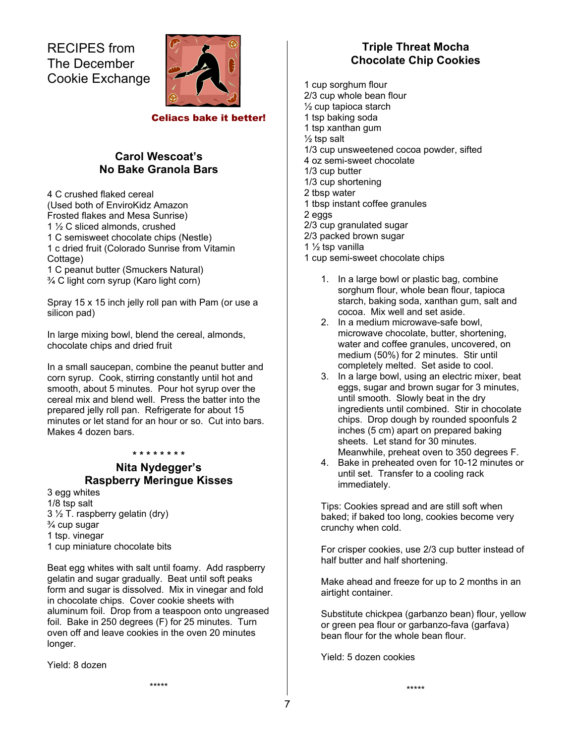# RECIPES from The December Cookie Exchange

**Celiacs bake it better!**

## Carol Wescoat's No Bake Granola Bars

4 C crushed flaked cereal
(Used both of EnviroKidz Amazon Frosted flakes and Mesa Sunrise)
1 ½ C sliced almonds, crushed
1 C semisweet chocolate chips (Nestle)
1 c dried fruit (Colorado Sunrise from Vitamin Cottage)
1 C peanut butter (Smuckers Natural)
¾ C light corn syrup (Karo light corn)

Spray 15 x 15 inch jelly roll pan with Pam (or use a silicon pad)

In large mixing bowl, blend the cereal, almonds, chocolate chips and dried fruit

In a small saucepan, combine the peanut butter and corn syrup. Cook, stirring constantly until hot and smooth, about 5 minutes. Pour hot syrup over the cereal mix and blend well. Press the batter into the prepared jelly roll pan. Refrigerate for about 15 minutes or let stand for an hour or so. Cut into bars. Makes 4 dozen bars.

* * * * * * * *

## Nita Nydegger's Raspberry Meringue Kisses

3 egg whites
1/8 tsp salt
3 ½ T. raspberry gelatin (dry)
¾ cup sugar
1 tsp. vinegar
1 cup miniature chocolate bits

Beat egg whites with salt until foamy. Add raspberry gelatin and sugar gradually. Beat until soft peaks form and sugar is dissolved. Mix in vinegar and fold in chocolate chips. Cover cookie sheets with aluminum foil. Drop from a teaspoon onto ungreased foil. Bake in 250 degrees (F) for 25 minutes. Turn oven off and leave cookies in the oven 20 minutes longer.

Yield: 8 dozen

*****

## Triple Threat Mocha Chocolate Chip Cookies

1 cup sorghum flour
2/3 cup whole bean flour
½ cup tapioca starch
1 tsp baking soda
1 tsp xanthan gum
½ tsp salt
1/3 cup unsweetened cocoa powder, sifted
4 oz semi-sweet chocolate
1/3 cup butter
1/3 cup shortening
2 tbsp water
1 tbsp instant coffee granules
2 eggs
2/3 cup granulated sugar
2/3 packed brown sugar
1 ½ tsp vanilla
1 cup semi-sweet chocolate chips

1. In a large bowl or plastic bag, combine sorghum flour, whole bean flour, tapioca starch, baking soda, xanthan gum, salt and cocoa. Mix well and set aside.
2. In a medium microwave-safe bowl, microwave chocolate, butter, shortening, water and coffee granules, uncovered, on medium (50%) for 2 minutes. Stir until completely melted. Set aside to cool.
3. In a large bowl, using an electric mixer, beat eggs, sugar and brown sugar for 3 minutes, until smooth. Slowly beat in the dry ingredients until combined. Stir in chocolate chips. Drop dough by rounded spoonfuls 2 inches (5 cm) apart on prepared baking sheets. Let stand for 30 minutes. Meanwhile, preheat oven to 350 degrees F.
4. Bake in preheated oven for 10-12 minutes or until set. Transfer to a cooling rack immediately.

Tips: Cookies spread and are still soft when baked; if baked too long, cookies become very crunchy when cold.

For crisper cookies, use 2/3 cup butter instead of half butter and half shortening.

Make ahead and freeze for up to 2 months in an airtight container.

Substitute chickpea (garbanzo bean) flour, yellow or green pea flour or garbanzo-fava (garfava) bean flour for the whole bean flour.

Yield: 5 dozen cookies

*****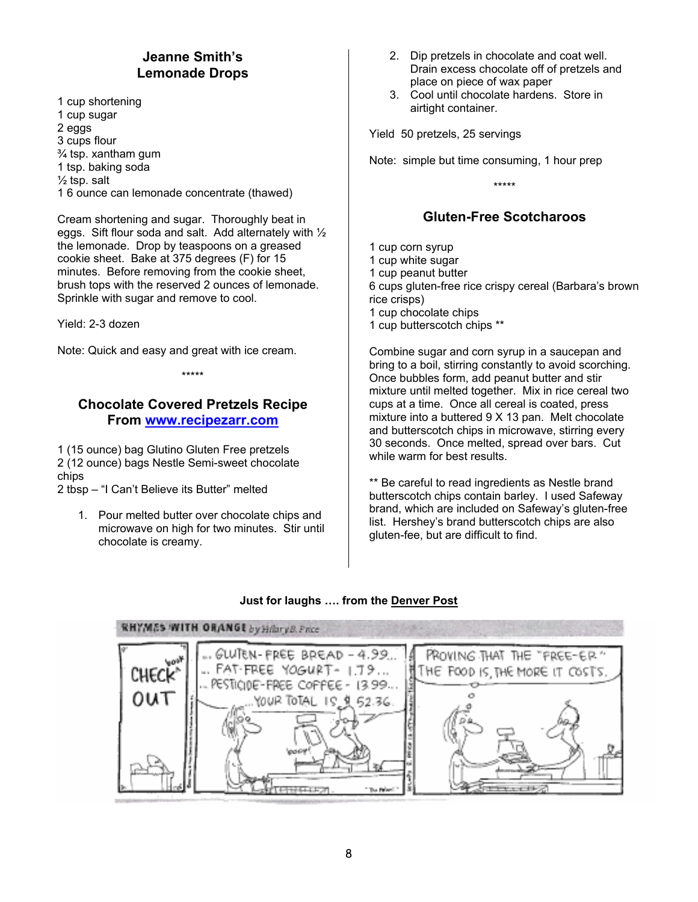## Jeanne Smith's Lemonade Drops

1 cup shortening
1 cup sugar
2 eggs
3 cups flour
¾ tsp. xanthum gum
1 tsp. baking soda
½ tsp. salt
1 6 ounce can lemonade concentrate (thawed)

Cream shortening and sugar. Thoroughly beat in eggs. Sift flour soda and salt. Add alternately with ½ the lemonade. Drop by teaspoons on a greased cookie sheet. Bake at 375 degrees (F) for 15 minutes. Before removing from the cookie sheet, brush tops with the reserved 2 ounces of lemonade. Sprinkle with sugar and remove to cool.

Yield: 2-3 dozen

Note: Quick and easy and great with ice cream.

*****

## Chocolate Covered Pretzels Recipe From www.recipezarr.com

1 (15 ounce) bag Glutino Gluten Free pretzels
2 (12 ounce) bags Nestle Semi-sweet chocolate chips
2 tbsp – "I Can't Believe its Butter" melted

1. Pour melted butter over chocolate chips and microwave on high for two minutes. Stir until chocolate is creamy.
2. Dip pretzels in chocolate and coat well. Drain excess chocolate off of pretzels and place on piece of wax paper
3. Cool until chocolate hardens. Store in airtight container.

Yield 50 pretzels, 25 servings

Note: simple but time consuming, 1 hour prep

*****

## Gluten-Free Scotcharoos

1 cup corn syrup
1 cup white sugar
1 cup peanut butter
6 cups gluten-free rice crispy cereal (Barbara's brown rice crisps)
1 cup chocolate chips
1 cup butterscotch chips **

Combine sugar and corn syrup in a saucepan and bring to a boil, stirring constantly to avoid scorching. Once bubbles form, add peanut butter and stir mixture until melted together. Mix in rice cereal two cups at a time. Once all cereal is coated, press mixture into a buttered 9 X 13 pan. Melt chocolate and butterscotch chips in microwave, stirring every 30 seconds. Once melted, spread over bars. Cut while warm for best results.

** Be careful to read ingredients as Nestle brand butterscotch chips contain barley. I used Safeway brand, which are included on Safeway's gluten-free list. Hershey's brand butterscotch chips are also gluten-fee, but are difficult to find.

**Just for laughs …. from the Denver Post**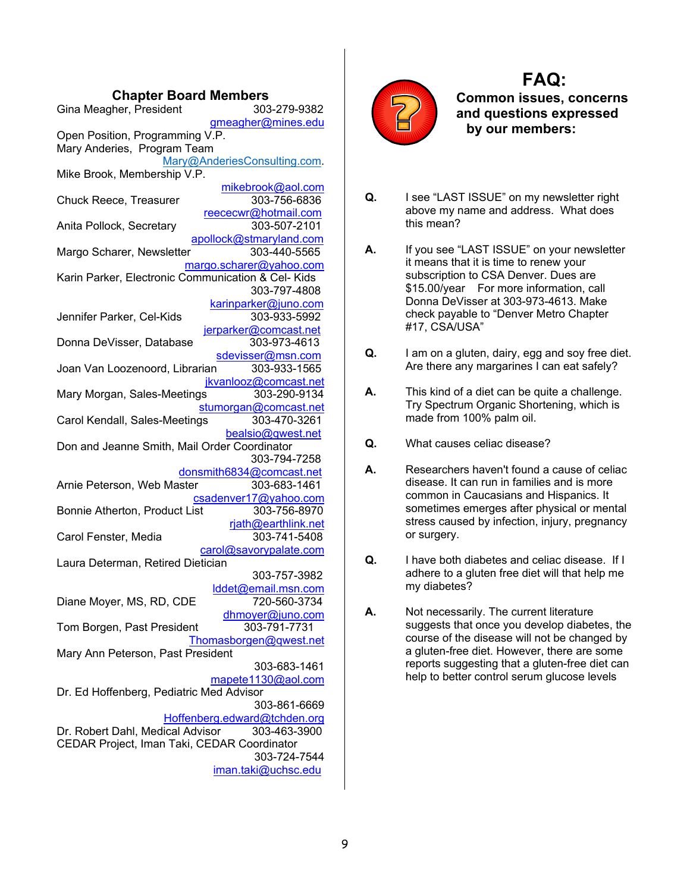## Chapter Board Members

Gina Meagher, President 303-279-9382
gmeagher@mines.edu

Open Position, Programming V.P.

Mary Anderies, Program Team
Mary@AnderiesConsulting.com.

Mike Brook, Membership V.P.
mikebrook@aol.com

Chuck Reece, Treasurer 303-756-6836
reececwr@hotmail.com

Anita Pollock, Secretary 303-507-2101
apollock@stmaryland.com

Margo Scharer, Newsletter 303-440-5565
margo.scharer@yahoo.com

Karin Parker, Electronic Communication & Cel- Kids
303-797-4808
karinparker@juno.com

Jennifer Parker, Cel-Kids 303-933-5992
jerparker@comcast.net

Donna DeVisser, Database 303-973-4613
sdevisser@msn.com

Joan Van Loozenoord, Librarian 303-933-1565
jkvanlooz@comcast.net

Mary Morgan, Sales-Meetings 303-290-9134
stumorgan@comcast.net

Carol Kendall, Sales-Meetings 303-470-3261
bealsio@qwest.net

Don and Jeanne Smith, Mail Order Coordinator
303-794-7258
donsmith6834@comcast.net

Arnie Peterson, Web Master 303-683-1461
csadenver17@yahoo.com

Bonnie Atherton, Product List 303-756-8970
rjath@earthlink.net

Carol Fenster, Media 303-741-5408
carol@savorypalate.com

Laura Determan, Retired Dietician
303-757-3982
lddet@email.msn.com

Diane Moyer, MS, RD, CDE 720-560-3734
dhmoyer@juno.com

Tom Borgen, Past President 303-791-7731
Thomasborgen@qwest.net

Mary Ann Peterson, Past President
303-683-1461
mapete1130@aol.com

Dr. Ed Hoffenberg, Pediatric Med Advisor
303-861-6669
Hoffenberg.edward@tchden.org

Dr. Robert Dahl, Medical Advisor 303-463-3900

CEDAR Project, Iman Taki, CEDAR Coordinator
303-724-7544
iman.taki@uchsc.edu

# FAQ:

### Common issues, concerns and questions expressed by our members:

**Q.** I see "LAST ISSUE" on my newsletter right above my name and address. What does this mean?

**A.** If you see "LAST ISSUE" on your newsletter it means that it is time to renew your subscription to CSA Denver. Dues are $15.00/year For more information, call Donna DeVisser at 303-973-4613. Make check payable to "Denver Metro Chapter #17, CSA/USA"

**Q.** I am on a gluten, dairy, egg and soy free diet. Are there any margarines I can eat safely?

**A.** This kind of a diet can be quite a challenge. Try Spectrum Organic Shortening, which is made from 100% palm oil.

**Q.** What causes celiac disease?

**A.** Researchers haven't found a cause of celiac disease. It can run in families and is more common in Caucasians and Hispanics. It sometimes emerges after physical or mental stress caused by infection, injury, pregnancy or surgery.

**Q.** I have both diabetes and celiac disease. If I adhere to a gluten free diet will that help me my diabetes?

**A.** Not necessarily. The current literature suggests that once you develop diabetes, the course of the disease will not be changed by a gluten-free diet. However, there are some reports suggesting that a gluten-free diet can help to better control serum glucose levels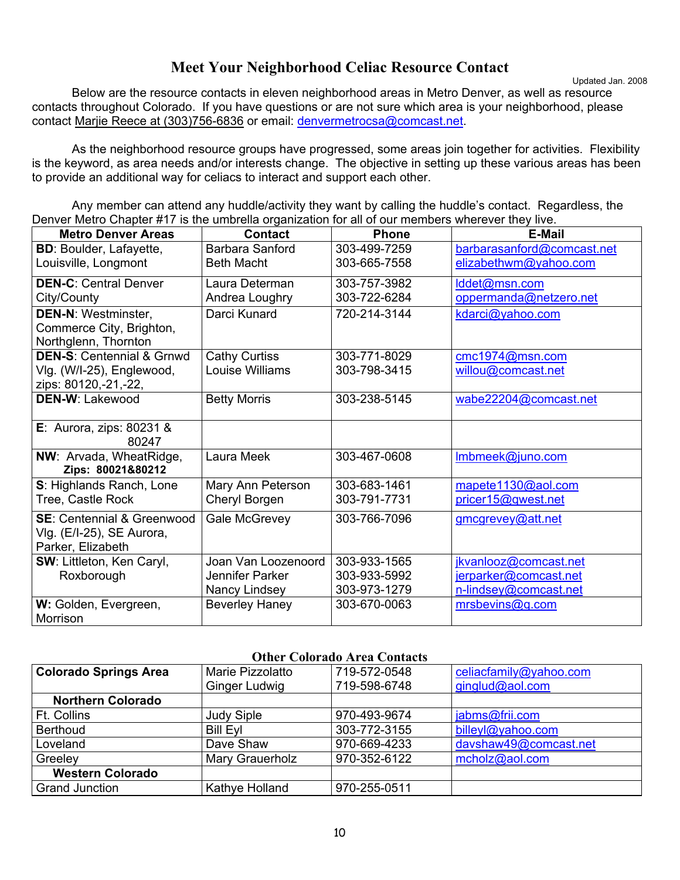# Meet Your Neighborhood Celiac Resource Contact

Updated Jan. 2008

Below are the resource contacts in eleven neighborhood areas in Metro Denver, as well as resource contacts throughout Colorado. If you have questions or are not sure which area is your neighborhood, please contact Marjie Reece at (303)756-6836 or email: denvermetrocsa@comcast.net.

As the neighborhood resource groups have progressed, some areas join together for activities. Flexibility is the keyword, as area needs and/or interests change. The objective in setting up these various areas has been to provide an additional way for celiacs to interact and support each other.

Any member can attend any huddle/activity they want by calling the huddle's contact. Regardless, the Denver Metro Chapter #17 is the umbrella organization for all of our members wherever they live.

| Metro Denver Areas | Contact | Phone | E-Mail |
|---|---|---|---|
| **BD**: Boulder, Lafayette, Louisville, Longmont | Barbara Sanford<br>Beth Macht | 303-499-7259<br>303-665-7558 | barbarasanford@comcast.net<br>elizabethwm@yahoo.com |
| **DEN-C**: Central Denver City/County | Laura Determan<br>Andrea Loughry | 303-757-3982<br>303-722-6284 | lddet@msn.com<br>oppermanda@netzero.net |
| **DEN-N**: Westminster, Commerce City, Brighton, Northglenn, Thornton | Darci Kunard | 720-214-3144 | kdarci@yahoo.com |
| **DEN-S**: Centennial & Grnwd Vlg. (W/I-25), Englewood, zips: 80120,-21,-22, | Cathy Curtiss<br>Louise Williams | 303-771-8029<br>303-798-3415 | cmc1974@msn.com<br>willou@comcast.net |
| **DEN-W**: Lakewood | Betty Morris | 303-238-5145 | wabe22204@comcast.net |
| **E**: Aurora, zips: 80231 & 80247 | | | |
| **NW**: Arvada, WheatRidge, **Zips: 80021&80212** | Laura Meek | 303-467-0608 | lmbmeek@juno.com |
| **S**: Highlands Ranch, Lone Tree, Castle Rock | Mary Ann Peterson<br>Cheryl Borgen | 303-683-1461<br>303-791-7731 | mapete1130@aol.com<br>pricer15@qwest.net |
| **SE**: Centennial & Greenwood Vlg. (E/I-25), SE Aurora, Parker, Elizabeth | Gale McGrevey | 303-766-7096 | gmcgrevey@att.net |
| **SW**: Littleton, Ken Caryl, Roxborough | Joan Van Loozenoord<br>Jennifer Parker<br>Nancy Lindsey | 303-933-1565<br>303-933-5992<br>303-973-1279 | jkvanlooz@comcast.net<br>jerparker@comcast.net<br>n-lindsey@comcast.net |
| **W:** Golden, Evergreen, Morrison | Beverley Haney | 303-670-0063 | mrsbevins@q.com |

## Other Colorado Area Contacts

| | | | |
|---|---|---|---|
| **Colorado Springs Area** | Marie Pizzolatto<br>Ginger Ludwig | 719-572-0548<br>719-598-6748 | celiacfamily@yahoo.com<br>ginglud@aol.com |
| **Northern Colorado** | | | |
| Ft. Collins | Judy Siple | 970-493-9674 | jabms@frii.com |
| Berthoud | Bill Eyl | 303-772-3155 | billeyl@yahoo.com |
| Loveland | Dave Shaw | 970-669-4233 | davshaw49@comcast.net |
| Greeley | Mary Grauerholz | 970-352-6122 | mcholz@aol.com |
| **Western Colorado** | | | |
| Grand Junction | Kathye Holland | 970-255-0511 | |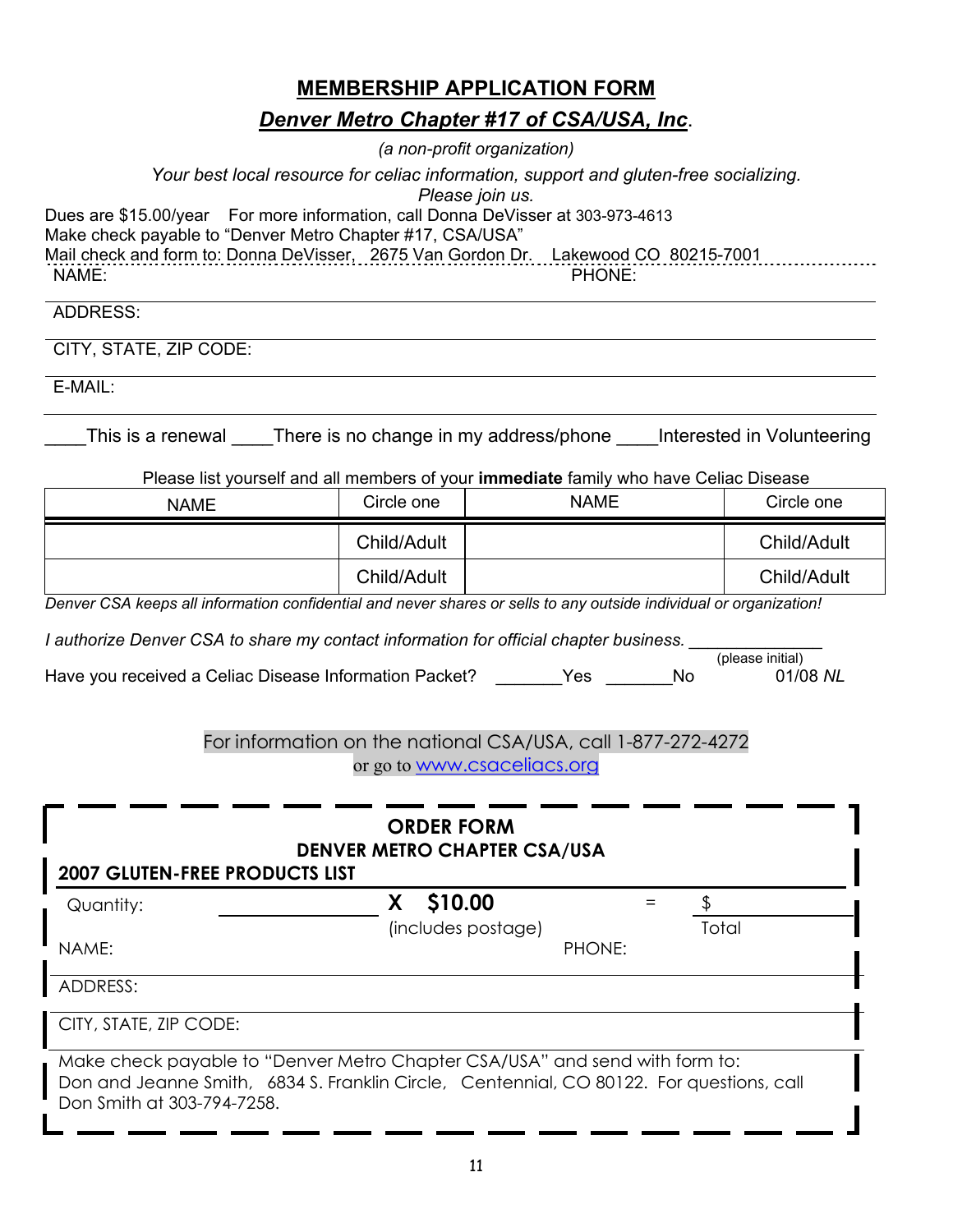# MEMBERSHIP APPLICATION FORM

## *Denver Metro Chapter #17 of CSA/USA, Inc*.

*(a non-profit organization)*

*Your best local resource for celiac information, support and gluten-free socializing.*
*Please join us.*

Dues are $15.00/year  For more information, call Donna DeVisser at 303-973-4613
Make check payable to "Denver Metro Chapter #17, CSA/USA"
Mail check and form to: Donna DeVisser, 2675 Van Gordon Dr. Lakewood CO 80215-7001

NAME: PHONE:

ADDRESS:

CITY, STATE, ZIP CODE:

E-MAIL:

____This is a renewal ____There is no change in my address/phone ____Interested in Volunteering

Please list yourself and all members of your **immediate** family who have Celiac Disease

| NAME | Circle one | NAME | Circle one |
|---|---|---|---|
| | Child/Adult | | Child/Adult |
| | Child/Adult | | Child/Adult |

*Denver CSA keeps all information confidential and never shares or sells to any outside individual or organization!*

*I authorize Denver CSA to share my contact information for official chapter business.* ______________
(please initial)

Have you received a Celiac Disease Information Packet? _______Yes _______No  01/08 *NL*

For information on the national CSA/USA, call 1-877-272-4272
or go to www.csaceliacs.org

---

**ORDER FORM**
**DENVER METRO CHAPTER CSA/USA**
**2007 GLUTEN-FREE PRODUCTS LIST**

Quantity: ____________ **X $10.00** (includes postage) = $________ Total

NAME: PHONE:

ADDRESS:

CITY, STATE, ZIP CODE:

Make check payable to "Denver Metro Chapter CSA/USA" and send with form to: Don and Jeanne Smith, 6834 S. Franklin Circle, Centennial, CO 80122. For questions, call Don Smith at 303-794-7258.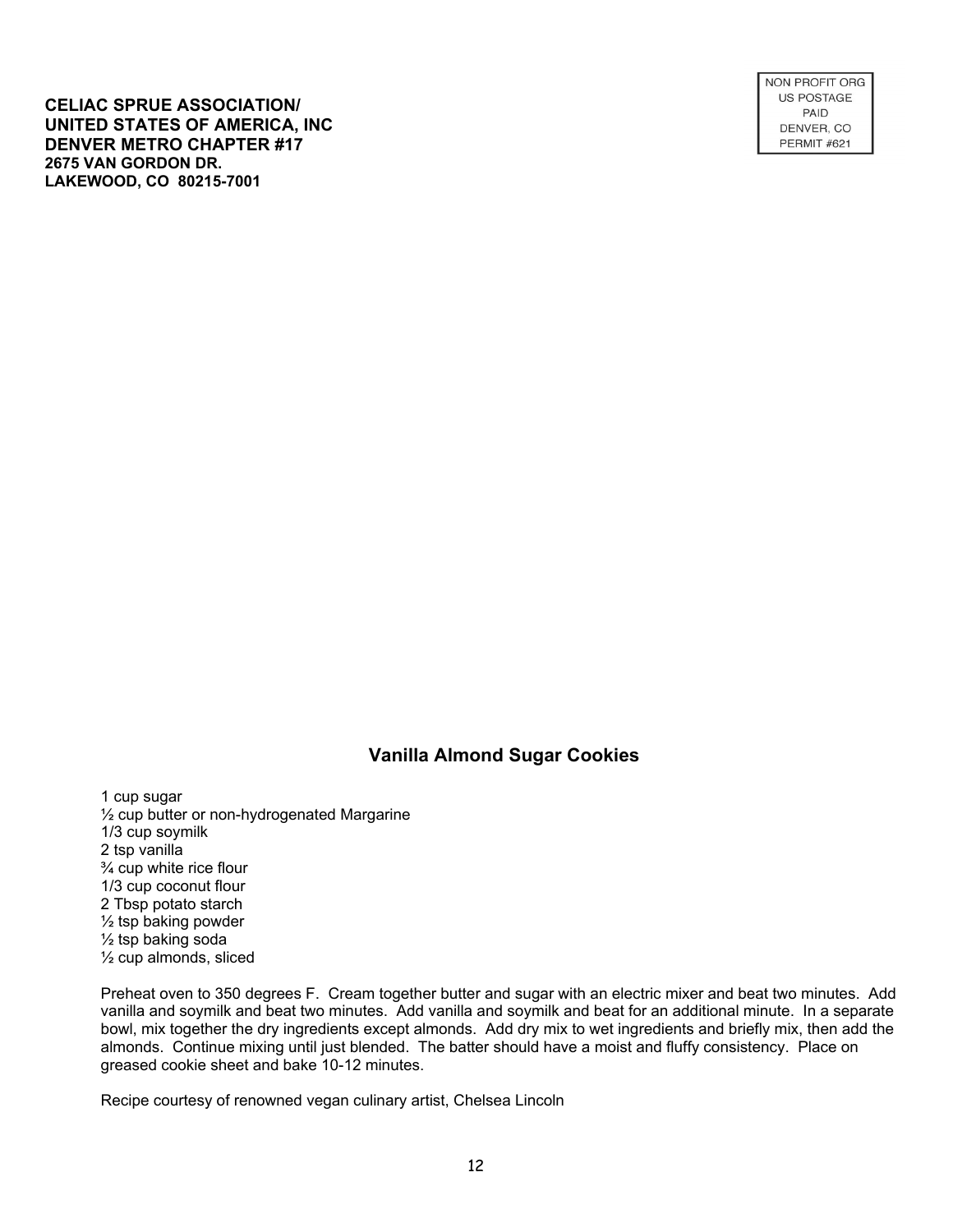**CELIAC SPRUE ASSOCIATION/**
**UNITED STATES OF AMERICA, INC**
**DENVER METRO CHAPTER #17**
**2675 VAN GORDON DR.**
**LAKEWOOD, CO 80215-7001**

NON PROFIT ORG
US POSTAGE
PAID
DENVER, CO
PERMIT #621

## Vanilla Almond Sugar Cookies

1 cup sugar
½ cup butter or non-hydrogenated Margarine
1/3 cup soymilk
2 tsp vanilla
¾ cup white rice flour
1/3 cup coconut flour
2 Tbsp potato starch
½ tsp baking powder
½ tsp baking soda
½ cup almonds, sliced

Preheat oven to 350 degrees F. Cream together butter and sugar with an electric mixer and beat two minutes. Add vanilla and soymilk and beat two minutes. Add vanilla and soymilk and beat for an additional minute. In a separate bowl, mix together the dry ingredients except almonds. Add dry mix to wet ingredients and briefly mix, then add the almonds. Continue mixing until just blended. The batter should have a moist and fluffy consistency. Place on greased cookie sheet and bake 10-12 minutes.

Recipe courtesy of renowned vegan culinary artist, Chelsea Lincoln